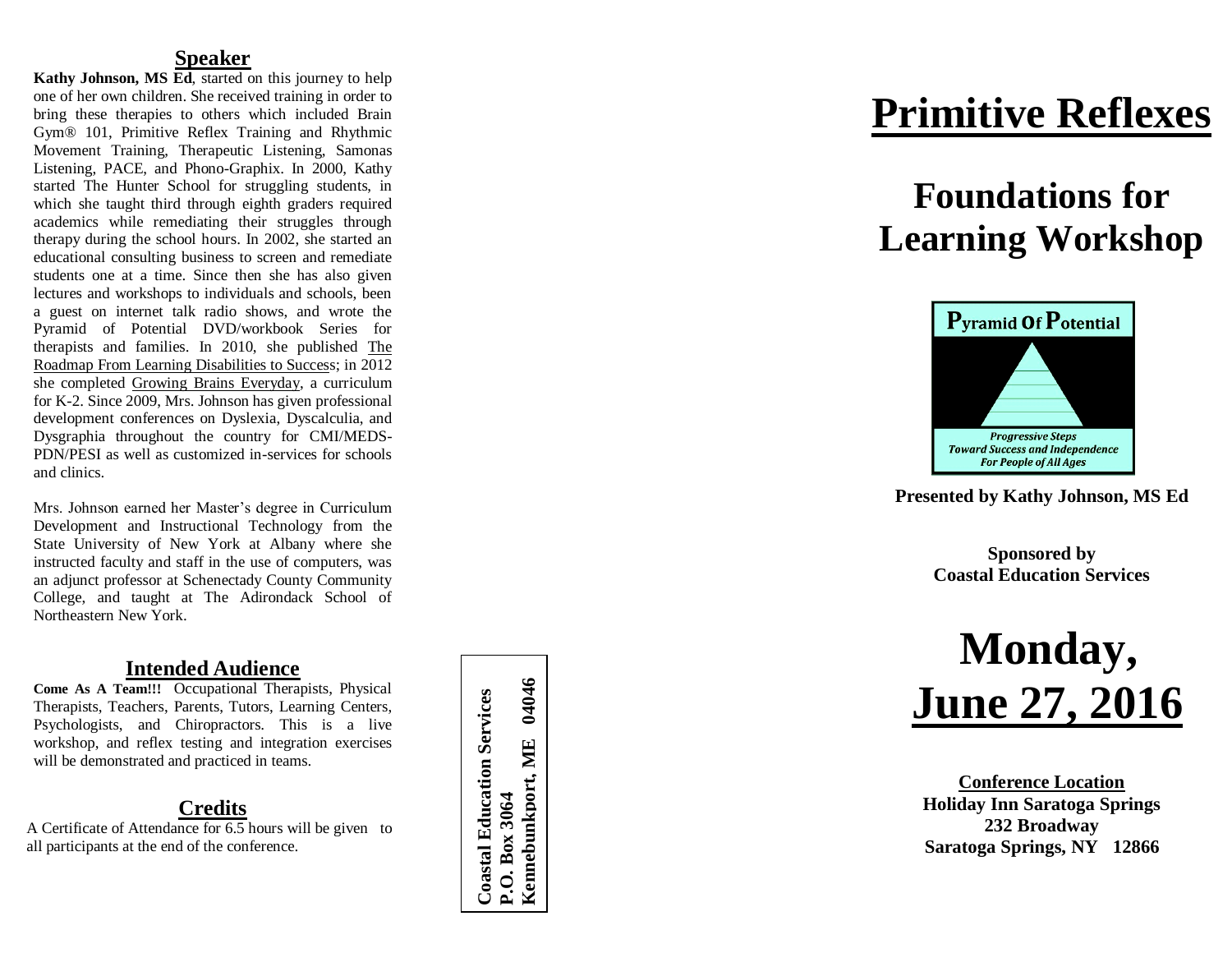## Speaker

**Kathy Johnson, MS Ed**, started on this journey to help one of her own children. She received training in order to bring these therapies to others which included Brain Gym® 101, Primitive Reflex Training and Rhythmic Movement Training, Therapeutic Listening, Samonas Listening, PACE, and Phono-Graphix. In 2000, Kathy started The Hunter School for struggling students, in which she taught third through eighth graders required academics while remediating their struggles through therapy during the school hours. In 2002, she started an educational consulting business to screen and remediate students one at a time. Since then she has also given lectures and workshops to individuals and schools, been a guest on internet talk radio shows, and wrote the Pyramid of Potential DVD/workbook Series for therapists and families. In 2010, she published The Roadmap From Learning Disabilities to Success; in 2012 she completed Growing Brains Everyday, a curriculum for K-2. Since 2009, Mrs. Johnson has given professional development conferences on Dyslexia, Dyscalculia, and Dysgraphia throughout the country for CMI/MEDS-PDN/PESI as well as customized in-services for schools and clinics.

Mrs. Johnson earned her Master's degree in Curriculum Development and Instructional Technology from the State University of New York at Albany where she instructed faculty and staff in the use of computers, was an adjunct professor at Schenectady County Community College, and taught at The Adirondack School of Northeastern New York.

## Intended Audience

**Come As A Team!!!** Occupational Therapists, Physical Therapists, Teachers, Parents, Tutors, Learning Centers, Psychologists, and Chiropractors. This is a live workshop, and reflex testing and integration exercises will be demonstrated and practiced in teams.

## Credits

A Certificate of Attendance for 6.5 hours will be given to all participants at the end of the conference.

**Coastal Education Services**
**P.O. Box 3064**
**Kennebunkport, ME 04046**

# Primitive Reflexes

# Foundations for Learning Workshop

Pyramid of Potential

*Progressive Steps Toward Success and Independence For People of All Ages*

**Presented by Kathy Johnson, MS Ed**

**Sponsored by**
**Coastal Education Services**

# Monday, June 27, 2016

**Conference Location**
**Holiday Inn Saratoga Springs**
**232 Broadway**
**Saratoga Springs, NY 12866**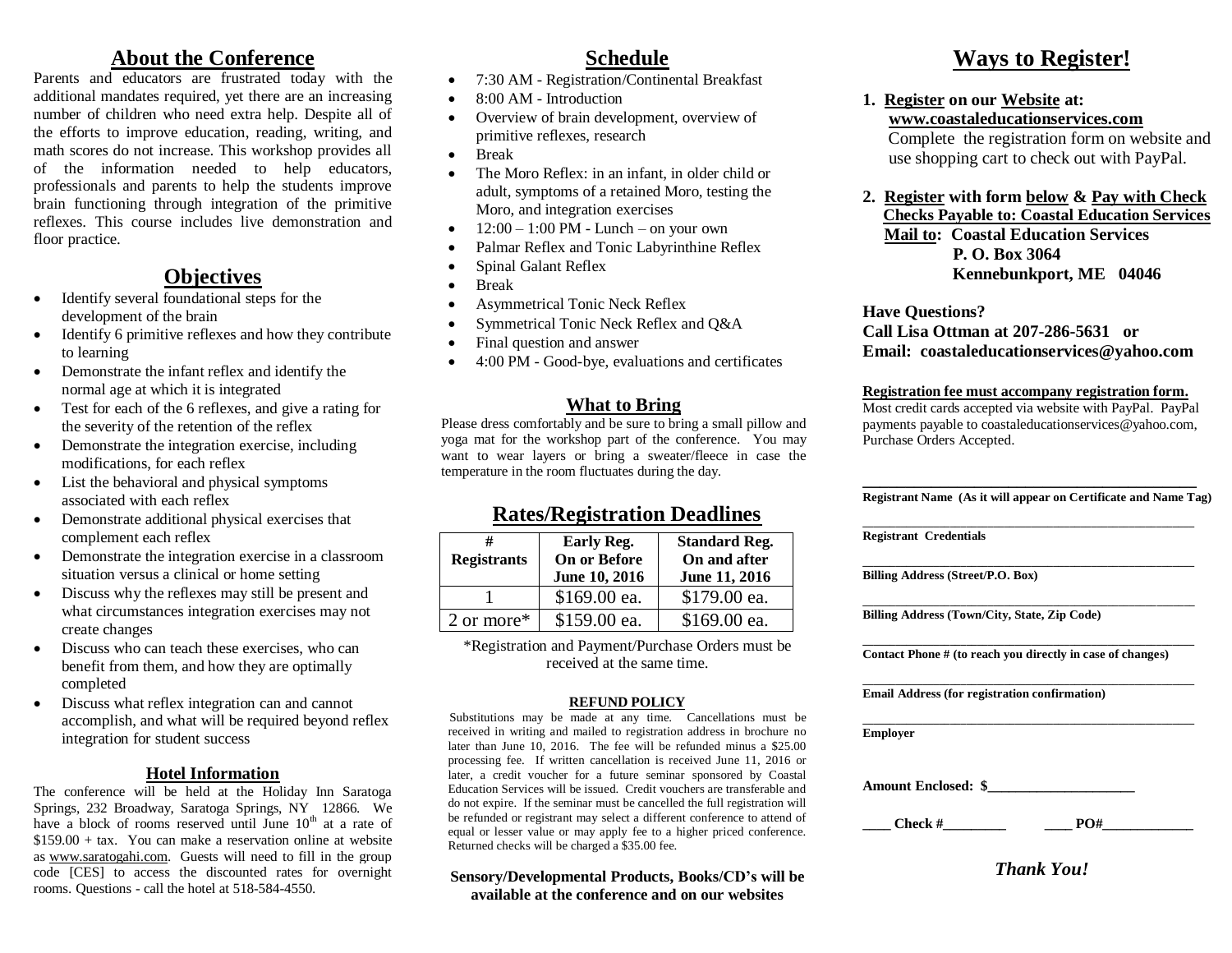## About the Conference

Parents and educators are frustrated today with the additional mandates required, yet there are an increasing number of children who need extra help. Despite all of the efforts to improve education, reading, writing, and math scores do not increase. This workshop provides all of the information needed to help educators, professionals and parents to help the students improve brain functioning through integration of the primitive reflexes. This course includes live demonstration and floor practice.

## Objectives

- Identify several foundational steps for the development of the brain
- Identify 6 primitive reflexes and how they contribute to learning
- Demonstrate the infant reflex and identify the normal age at which it is integrated
- Test for each of the 6 reflexes, and give a rating for the severity of the retention of the reflex
- Demonstrate the integration exercise, including modifications, for each reflex
- List the behavioral and physical symptoms associated with each reflex
- Demonstrate additional physical exercises that complement each reflex
- Demonstrate the integration exercise in a classroom situation versus a clinical or home setting
- Discuss why the reflexes may still be present and what circumstances integration exercises may not create changes
- Discuss who can teach these exercises, who can benefit from them, and how they are optimally completed
- Discuss what reflex integration can and cannot accomplish, and what will be required beyond reflex integration for student success

### Hotel Information

The conference will be held at the Holiday Inn Saratoga Springs, 232 Broadway, Saratoga Springs, NY 12866. We have a block of rooms reserved until June 10th at a rate of $159.00 + tax. You can make a reservation online at website as www.saratogahi.com. Guests will need to fill in the group code [CES] to access the discounted rates for overnight rooms. Questions - call the hotel at 518-584-4550.

## Schedule

- 7:30 AM - Registration/Continental Breakfast
- 8:00 AM - Introduction
- Overview of brain development, overview of primitive reflexes, research
- Break
- The Moro Reflex: in an infant, in older child or adult, symptoms of a retained Moro, testing the Moro, and integration exercises
- 12:00 – 1:00 PM - Lunch – on your own
- Palmar Reflex and Tonic Labyrinthine Reflex
- Spinal Galant Reflex
- Break
- Asymmetrical Tonic Neck Reflex
- Symmetrical Tonic Neck Reflex and Q&A
- Final question and answer
- 4:00 PM - Good-bye, evaluations and certificates

### What to Bring

Please dress comfortably and be sure to bring a small pillow and yoga mat for the workshop part of the conference. You may want to wear layers or bring a sweater/fleece in case the temperature in the room fluctuates during the day.

## Rates/Registration Deadlines

| # Registrants | Early Reg. On or Before June 10, 2016 | Standard Reg. On and after June 11, 2016 |
|---|---|---|
| 1 | $169.00 ea. | $179.00 ea. |
| 2 or more* | $159.00 ea. | $169.00 ea. |

*Registration and Payment/Purchase Orders must be received at the same time.

#### REFUND POLICY

Substitutions may be made at any time. Cancellations must be received in writing and mailed to registration address in brochure no later than June 10, 2016. The fee will be refunded minus a $25.00 processing fee. If written cancellation is received June 11, 2016 or later, a credit voucher for a future seminar sponsored by Coastal Education Services will be issued. Credit vouchers are transferable and do not expire. If the seminar must be cancelled the full registration will be refunded or registrant may select a different conference to attend of equal or lesser value or may apply fee to a higher priced conference. Returned checks will be charged a $35.00 fee.

**Sensory/Developmental Products, Books/CD's will be available at the conference and on our websites**

## Ways to Register!

1. **Register on our Website at:**
   **www.coastaleducationservices.com**
   Complete the registration form on website and use shopping cart to check out with PayPal.

2. **Register with form below & Pay with Check**
   **Checks Payable to: Coastal Education Services**
   **Mail to: Coastal Education Services**
   **P. O. Box 3064**
   **Kennebunkport, ME 04046**

**Have Questions?**
**Call Lisa Ottman at 207-286-5631 or**
**Email: coastaleducationservices@yahoo.com**

**Registration fee must accompany registration form.**
Most credit cards accepted via website with PayPal. PayPal payments payable to coastaleducationservices@yahoo.com, Purchase Orders Accepted.

______________________________________________
**Registrant Name (As it will appear on Certificate and Name Tag)**

______________________________________________
**Registrant Credentials**

______________________________________________
**Billing Address (Street/P.O. Box)**

______________________________________________
**Billing Address (Town/City, State, Zip Code)**

______________________________________________
**Contact Phone # (to reach you directly in case of changes)**

______________________________________________
**Email Address (for registration confirmation)**

______________________________________________
**Employer**

**Amount Enclosed: $____________________**

**____ Check #_________ ____ PO#_____________**

***Thank You!***